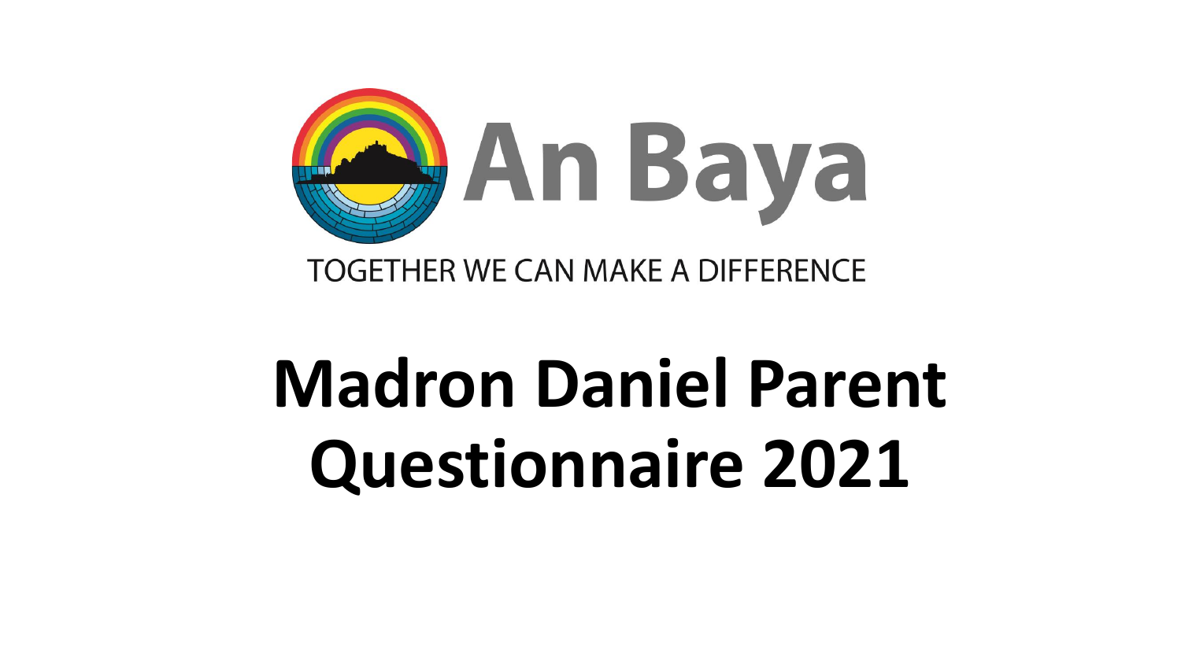An Baya

TOGETHER WE CAN MAKE A DIFFERENCE

# Madron Daniel Parent Questionnaire 2021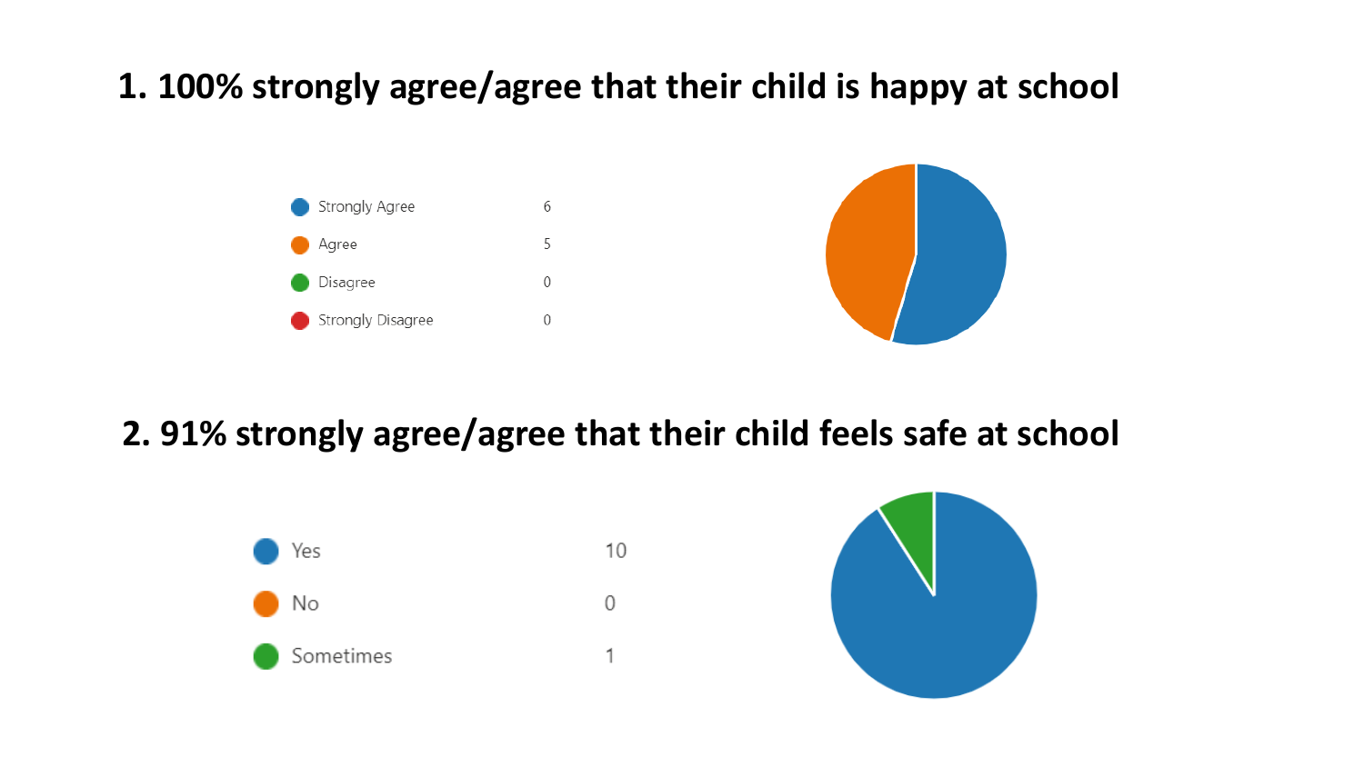## 1. 100% strongly agree/agree that their child is happy at school

| Response | Count |
|---|---|
| Strongly Agree | 6 |
| Agree | 5 |
| Disagree | 0 |
| Strongly Disagree | 0 |

## 2. 91% strongly agree/agree that their child feels safe at school

| Response | Count |
|---|---|
| Yes | 10 |
| No | 0 |
| Sometimes | 1 |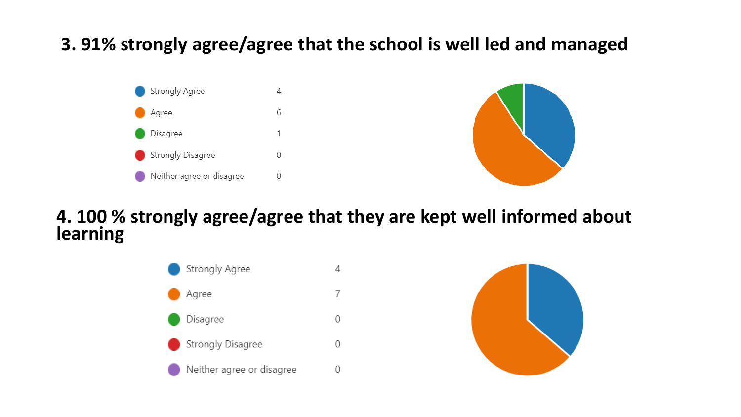## 3. 91% strongly agree/agree that the school is well led and managed

| Response | Count |
| --- | --- |
| Strongly Agree | 4 |
| Agree | 6 |
| Disagree | 1 |
| Strongly Disagree | 0 |
| Neither agree or disagree | 0 |

## 4. 100 % strongly agree/agree that they are kept well informed about learning

| Response | Count |
| --- | --- |
| Strongly Agree | 4 |
| Agree | 7 |
| Disagree | 0 |
| Strongly Disagree | 0 |
| Neither agree or disagree | 0 |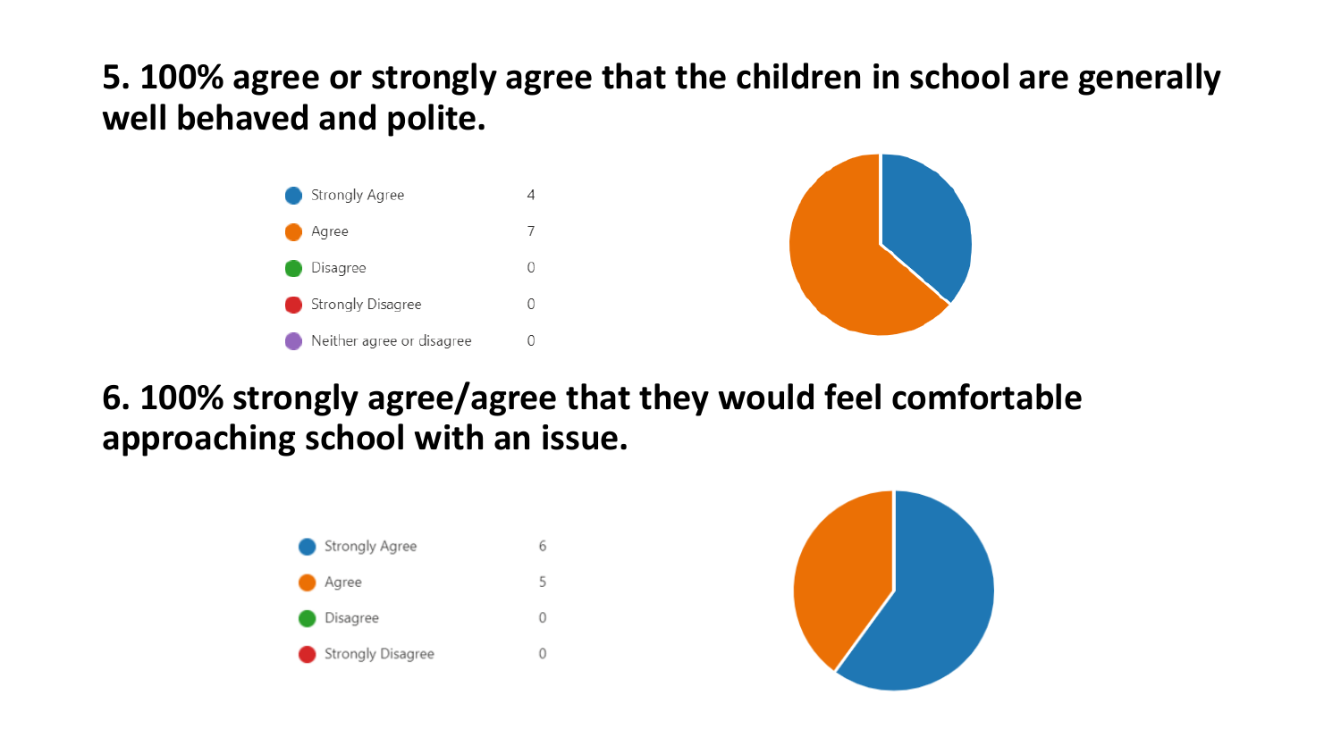## 5. 100% agree or strongly agree that the children in school are generally well behaved and polite.

| Response | Count |
| --- | --- |
| Strongly Agree | 4 |
| Agree | 7 |
| Disagree | 0 |
| Strongly Disagree | 0 |
| Neither agree or disagree | 0 |

## 6. 100% strongly agree/agree that they would feel comfortable approaching school with an issue.

| Response | Count |
| --- | --- |
| Strongly Agree | 6 |
| Agree | 5 |
| Disagree | 0 |
| Strongly Disagree | 0 |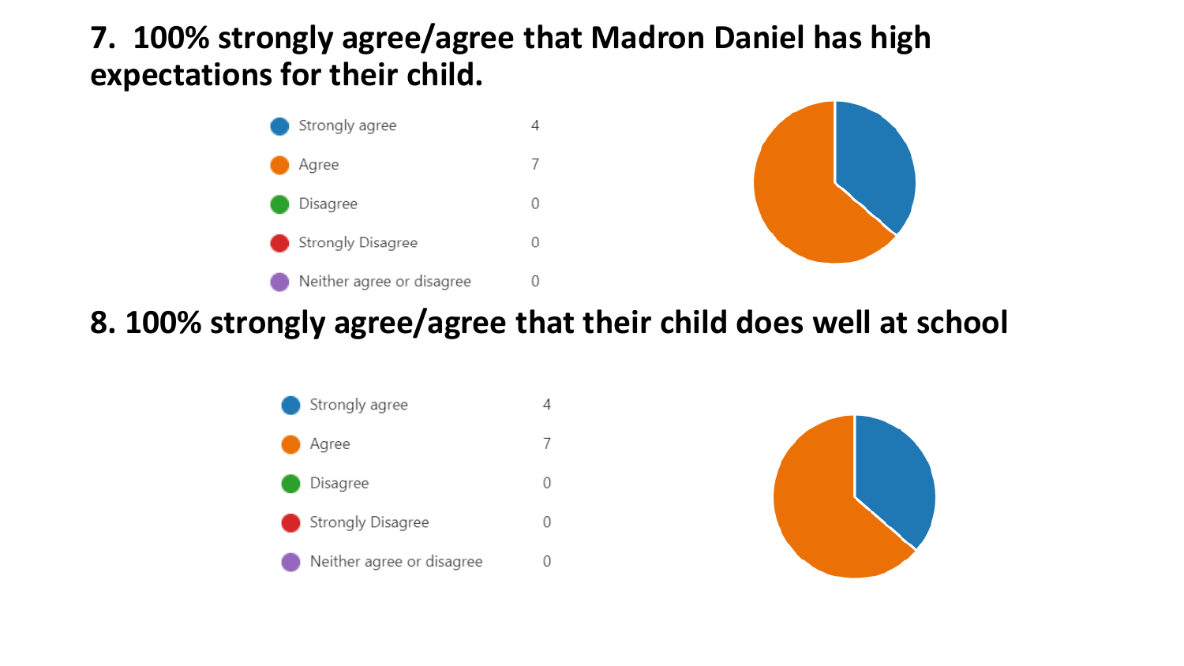## 7. 100% strongly agree/agree that Madron Daniel has high expectations for their child.

| Response | Count |
| --- | --- |
| Strongly agree | 4 |
| Agree | 7 |
| Disagree | 0 |
| Strongly Disagree | 0 |
| Neither agree or disagree | 0 |

## 8. 100% strongly agree/agree that their child does well at school

| Response | Count |
| --- | --- |
| Strongly agree | 4 |
| Agree | 7 |
| Disagree | 0 |
| Strongly Disagree | 0 |
| Neither agree or disagree | 0 |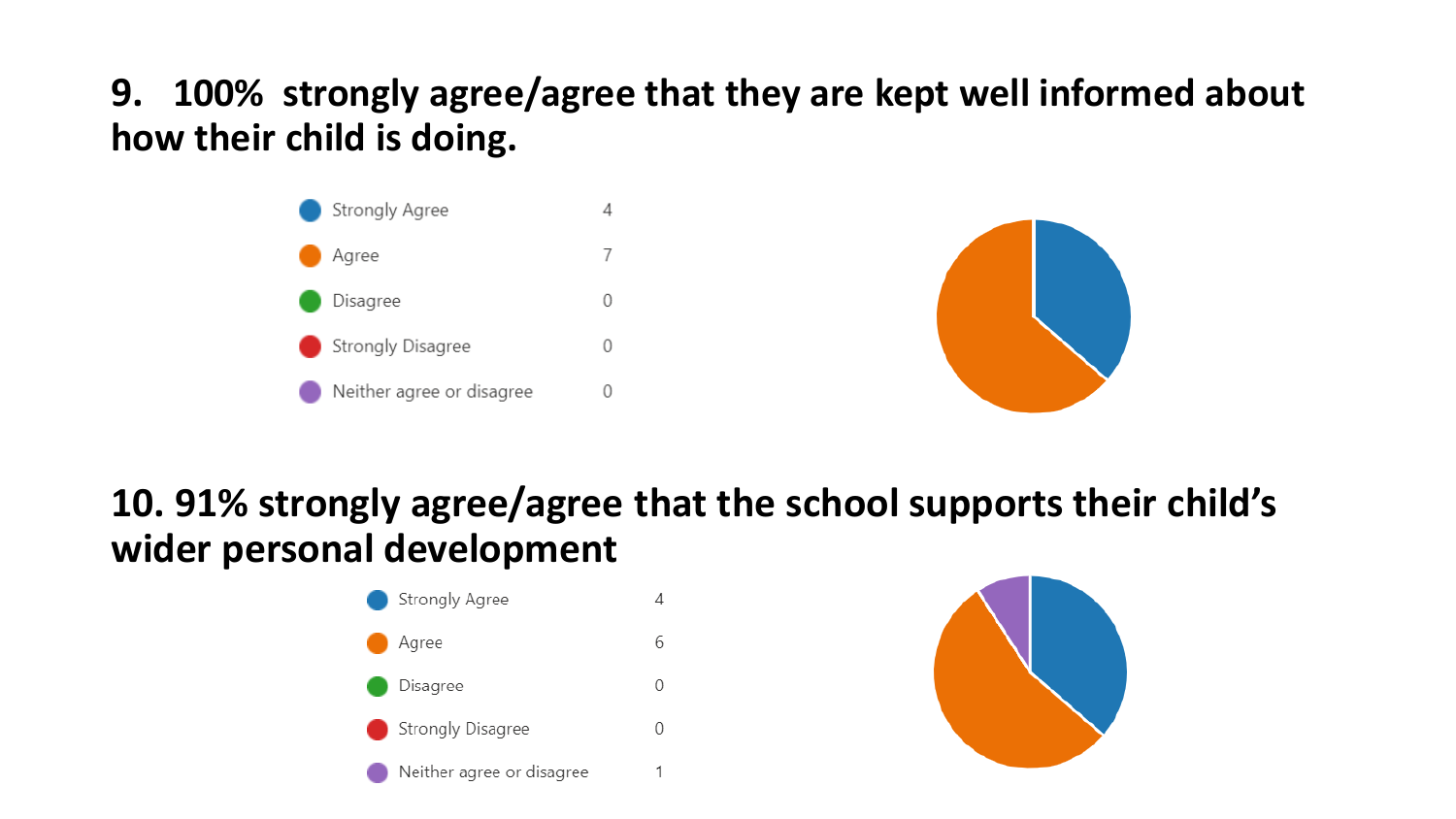**9. 100% strongly agree/agree that they are kept well informed about how their child is doing.**

| Response | Count |
| --- | --- |
| Strongly Agree | 4 |
| Agree | 7 |
| Disagree | 0 |
| Strongly Disagree | 0 |
| Neither agree or disagree | 0 |

**10. 91% strongly agree/agree that the school supports their child's wider personal development**

| Response | Count |
| --- | --- |
| Strongly Agree | 4 |
| Agree | 6 |
| Disagree | 0 |
| Strongly Disagree | 0 |
| Neither agree or disagree | 1 |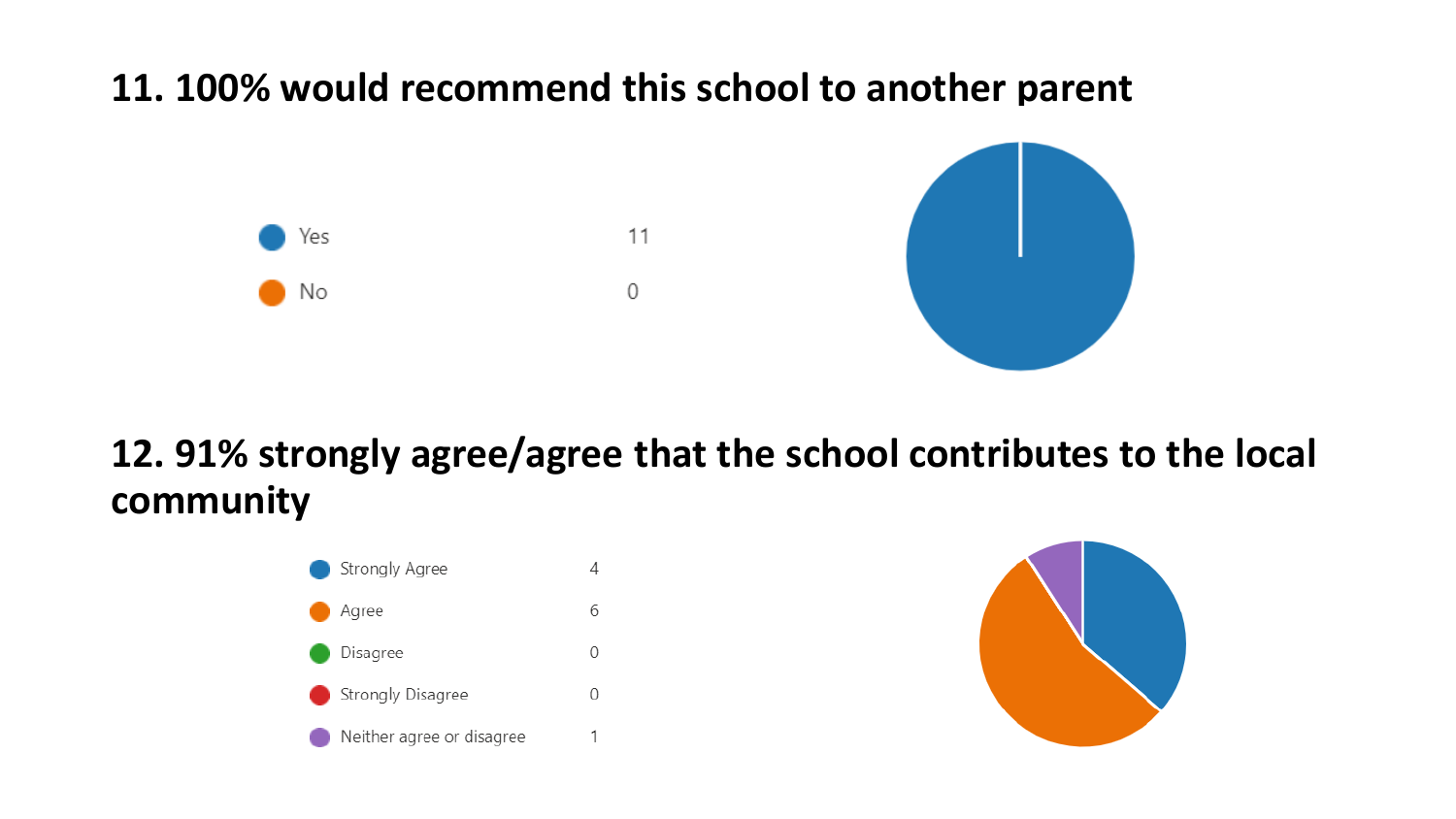## 11. 100% would recommend this school to another parent

| Response | Count |
| --- | --- |
| Yes | 11 |
| No | 0 |

## 12. 91% strongly agree/agree that the school contributes to the local community

| Response | Count |
| --- | --- |
| Strongly Agree | 4 |
| Agree | 6 |
| Disagree | 0 |
| Strongly Disagree | 0 |
| Neither agree or disagree | 1 |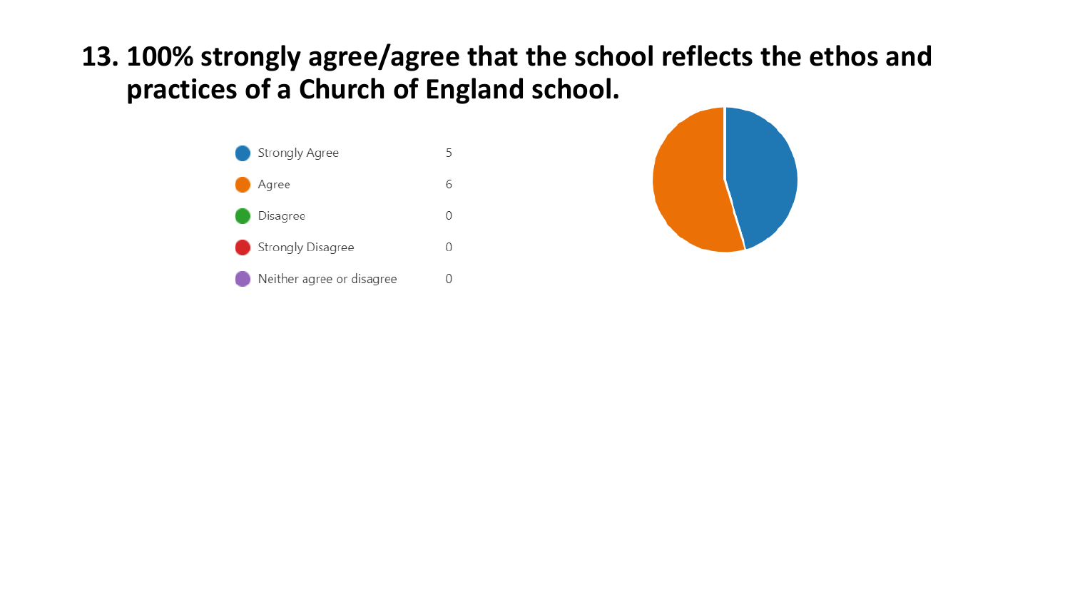## 13. 100% strongly agree/agree that the school reflects the ethos and practices of a Church of England school.

| Response | Count |
|---|---|
| Strongly Agree | 5 |
| Agree | 6 |
| Disagree | 0 |
| Strongly Disagree | 0 |
| Neither agree or disagree | 0 |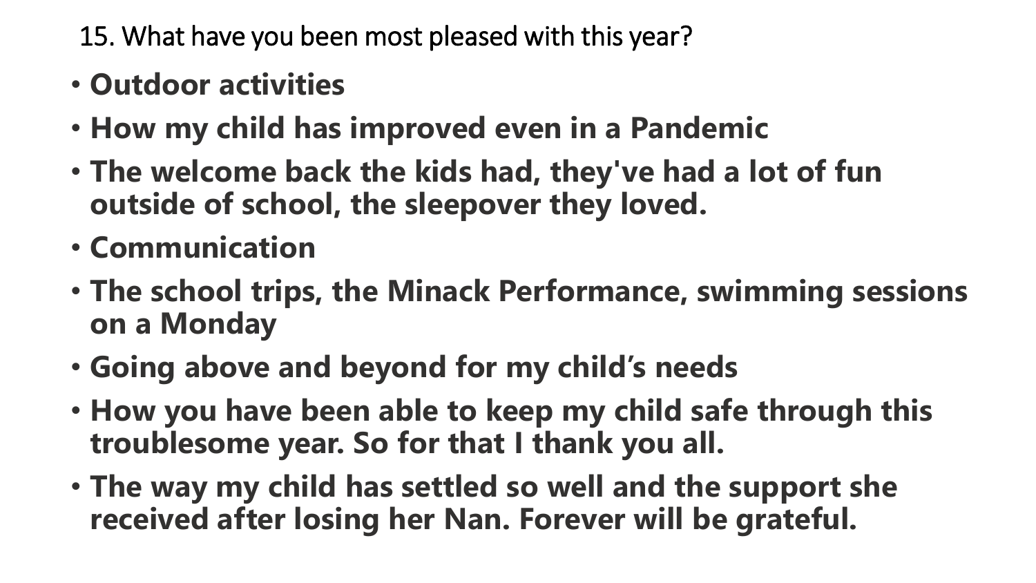## 15. What have you been most pleased with this year?

- **Outdoor activities**
- **How my child has improved even in a Pandemic**
- **The welcome back the kids had, they've had a lot of fun outside of school, the sleepover they loved.**
- **Communication**
- **The school trips, the Minack Performance, swimming sessions on a Monday**
- **Going above and beyond for my child's needs**
- **How you have been able to keep my child safe through this troublesome year. So for that I thank you all.**
- **The way my child has settled so well and the support she received after losing her Nan. Forever will be grateful.**